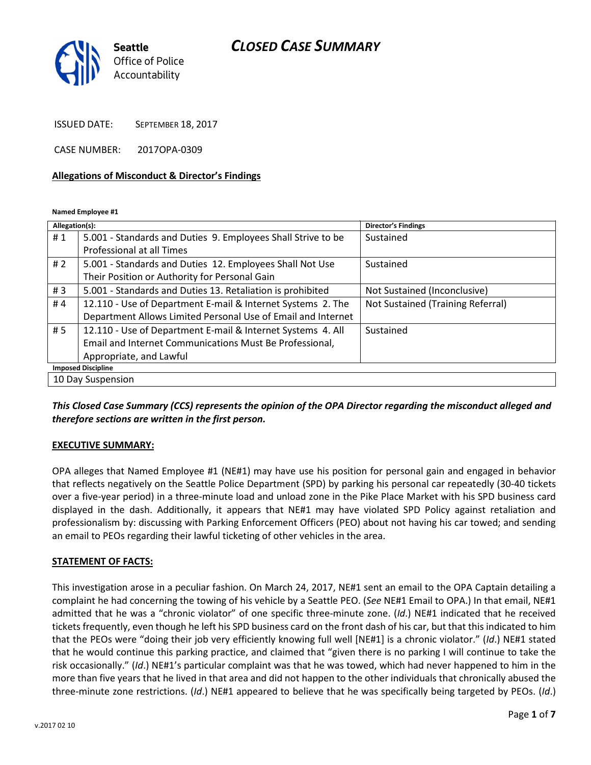**Seattle**
Office of Police
Accountability

# *CLOSED CASE SUMMARY*

ISSUED DATE: SEPTEMBER 18, 2017

CASE NUMBER: 2017OPA-0309

## Allegations of Misconduct & Director's Findings

**Named Employee #1**

| Allegation(s): | | Director's Findings |
|---|---|---|
| # 1 | 5.001 - Standards and Duties 9. Employees Shall Strive to be Professional at all Times | Sustained |
| # 2 | 5.001 - Standards and Duties 12. Employees Shall Not Use Their Position or Authority for Personal Gain | Sustained |
| # 3 | 5.001 - Standards and Duties 13. Retaliation is prohibited | Not Sustained (Inconclusive) |
| # 4 | 12.110 - Use of Department E-mail & Internet Systems 2. The Department Allows Limited Personal Use of Email and Internet | Not Sustained (Training Referral) |
| # 5 | 12.110 - Use of Department E-mail & Internet Systems 4. All Email and Internet Communications Must Be Professional, Appropriate, and Lawful | Sustained |
| **Imposed Discipline** | | |
| 10 Day Suspension | | |

***This Closed Case Summary (CCS) represents the opinion of the OPA Director regarding the misconduct alleged and therefore sections are written in the first person.***

**EXECUTIVE SUMMARY:**

OPA alleges that Named Employee #1 (NE#1) may have use his position for personal gain and engaged in behavior that reflects negatively on the Seattle Police Department (SPD) by parking his personal car repeatedly (30-40 tickets over a five-year period) in a three-minute load and unload zone in the Pike Place Market with his SPD business card displayed in the dash. Additionally, it appears that NE#1 may have violated SPD Policy against retaliation and professionalism by: discussing with Parking Enforcement Officers (PEO) about not having his car towed; and sending an email to PEOs regarding their lawful ticketing of other vehicles in the area.

**STATEMENT OF FACTS:**

This investigation arose in a peculiar fashion. On March 24, 2017, NE#1 sent an email to the OPA Captain detailing a complaint he had concerning the towing of his vehicle by a Seattle PEO. (*See* NE#1 Email to OPA.) In that email, NE#1 admitted that he was a "chronic violator" of one specific three-minute zone. (*Id*.) NE#1 indicated that he received tickets frequently, even though he left his SPD business card on the front dash of his car, but that this indicated to him that the PEOs were "doing their job very efficiently knowing full well [NE#1] is a chronic violator." (*Id*.) NE#1 stated that he would continue this parking practice, and claimed that "given there is no parking I will continue to take the risk occasionally." (*Id*.) NE#1's particular complaint was that he was towed, which had never happened to him in the more than five years that he lived in that area and did not happen to the other individuals that chronically abused the three-minute zone restrictions. (*Id*.) NE#1 appeared to believe that he was specifically being targeted by PEOs. (*Id*.)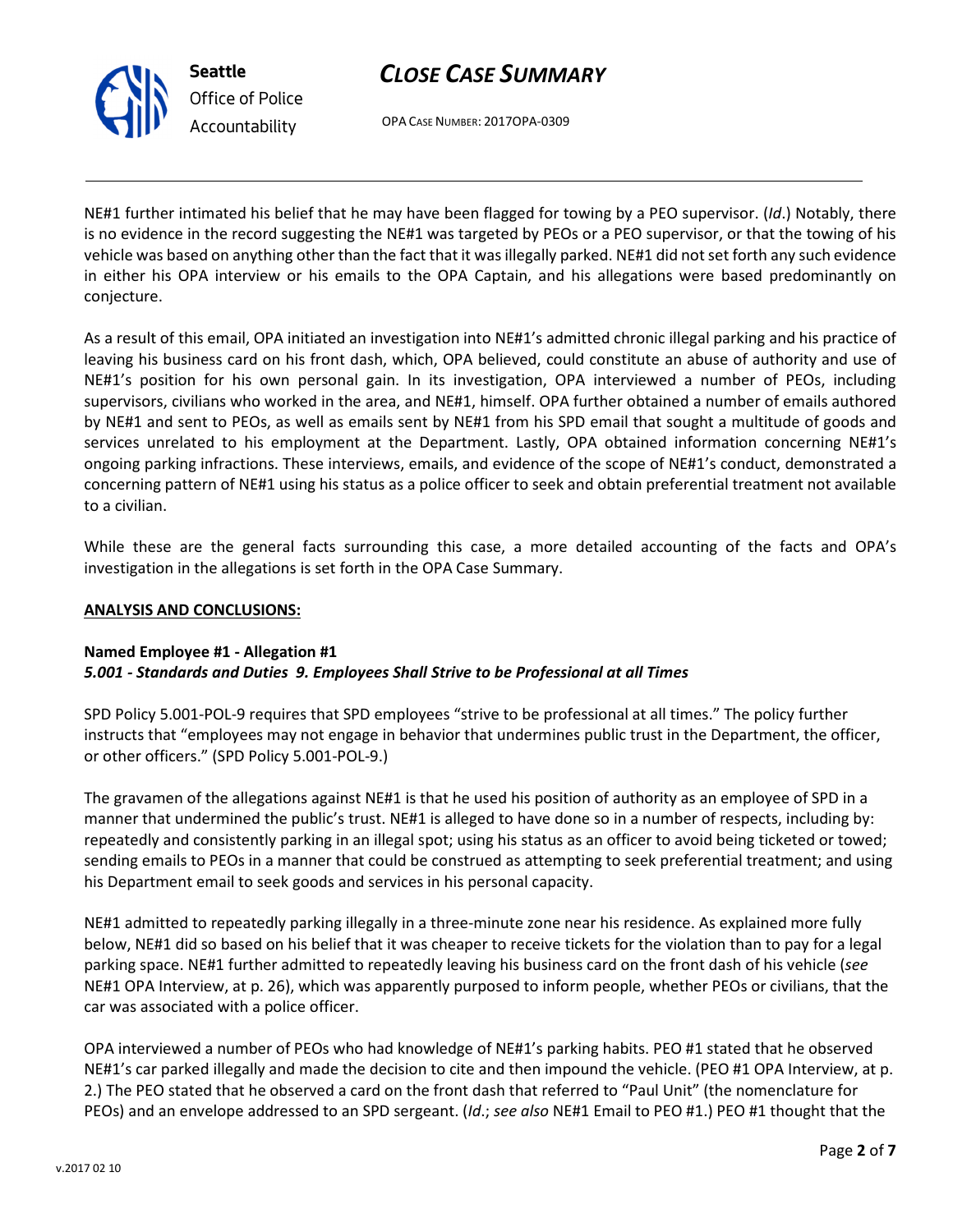NE#1 further intimated his belief that he may have been flagged for towing by a PEO supervisor. (*Id*.) Notably, there is no evidence in the record suggesting the NE#1 was targeted by PEOs or a PEO supervisor, or that the towing of his vehicle was based on anything other than the fact that it was illegally parked. NE#1 did not set forth any such evidence in either his OPA interview or his emails to the OPA Captain, and his allegations were based predominantly on conjecture.

As a result of this email, OPA initiated an investigation into NE#1's admitted chronic illegal parking and his practice of leaving his business card on his front dash, which, OPA believed, could constitute an abuse of authority and use of NE#1's position for his own personal gain. In its investigation, OPA interviewed a number of PEOs, including supervisors, civilians who worked in the area, and NE#1, himself. OPA further obtained a number of emails authored by NE#1 and sent to PEOs, as well as emails sent by NE#1 from his SPD email that sought a multitude of goods and services unrelated to his employment at the Department. Lastly, OPA obtained information concerning NE#1's ongoing parking infractions. These interviews, emails, and evidence of the scope of NE#1's conduct, demonstrated a concerning pattern of NE#1 using his status as a police officer to seek and obtain preferential treatment not available to a civilian.

While these are the general facts surrounding this case, a more detailed accounting of the facts and OPA's investigation in the allegations is set forth in the OPA Case Summary.

**ANALYSIS AND CONCLUSIONS:**

**Named Employee #1 - Allegation #1**
***5.001 - Standards and Duties 9. Employees Shall Strive to be Professional at all Times***

SPD Policy 5.001-POL-9 requires that SPD employees "strive to be professional at all times." The policy further instructs that "employees may not engage in behavior that undermines public trust in the Department, the officer, or other officers." (SPD Policy 5.001-POL-9.)

The gravamen of the allegations against NE#1 is that he used his position of authority as an employee of SPD in a manner that undermined the public's trust. NE#1 is alleged to have done so in a number of respects, including by: repeatedly and consistently parking in an illegal spot; using his status as an officer to avoid being ticketed or towed; sending emails to PEOs in a manner that could be construed as attempting to seek preferential treatment; and using his Department email to seek goods and services in his personal capacity.

NE#1 admitted to repeatedly parking illegally in a three-minute zone near his residence. As explained more fully below, NE#1 did so based on his belief that it was cheaper to receive tickets for the violation than to pay for a legal parking space. NE#1 further admitted to repeatedly leaving his business card on the front dash of his vehicle (*see* NE#1 OPA Interview, at p. 26), which was apparently purposed to inform people, whether PEOs or civilians, that the car was associated with a police officer.

OPA interviewed a number of PEOs who had knowledge of NE#1's parking habits. PEO #1 stated that he observed NE#1's car parked illegally and made the decision to cite and then impound the vehicle. (PEO #1 OPA Interview, at p. 2.) The PEO stated that he observed a card on the front dash that referred to "Paul Unit" (the nomenclature for PEOs) and an envelope addressed to an SPD sergeant. (*Id*.; *see also* NE#1 Email to PEO #1.) PEO #1 thought that the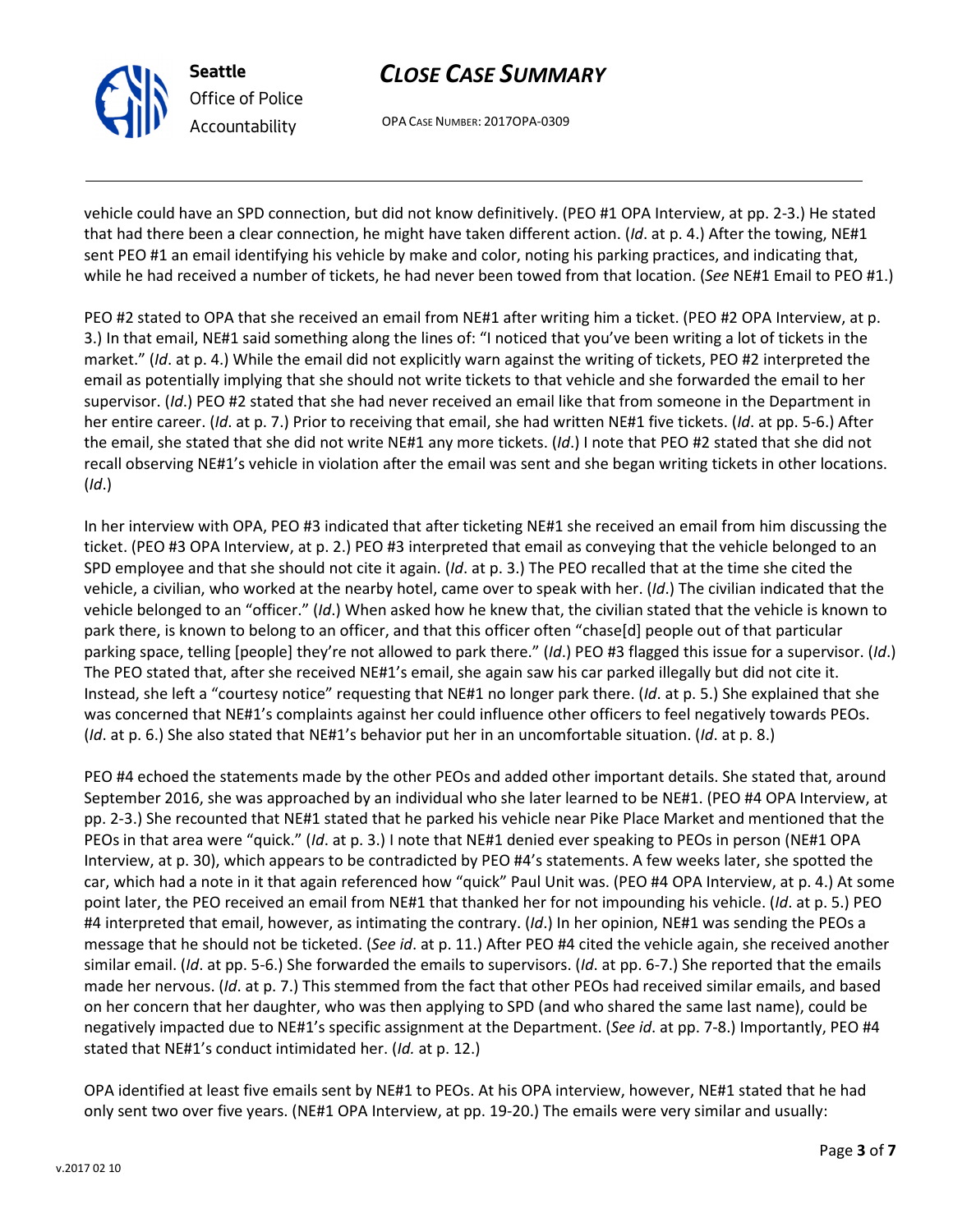vehicle could have an SPD connection, but did not know definitively. (PEO #1 OPA Interview, at pp. 2-3.) He stated that had there been a clear connection, he might have taken different action. (*Id*. at p. 4.) After the towing, NE#1 sent PEO #1 an email identifying his vehicle by make and color, noting his parking practices, and indicating that, while he had received a number of tickets, he had never been towed from that location. (*See* NE#1 Email to PEO #1.)

PEO #2 stated to OPA that she received an email from NE#1 after writing him a ticket. (PEO #2 OPA Interview, at p. 3.) In that email, NE#1 said something along the lines of: "I noticed that you've been writing a lot of tickets in the market." (*Id*. at p. 4.) While the email did not explicitly warn against the writing of tickets, PEO #2 interpreted the email as potentially implying that she should not write tickets to that vehicle and she forwarded the email to her supervisor. (*Id*.) PEO #2 stated that she had never received an email like that from someone in the Department in her entire career. (*Id*. at p. 7.) Prior to receiving that email, she had written NE#1 five tickets. (*Id*. at pp. 5-6.) After the email, she stated that she did not write NE#1 any more tickets. (*Id*.) I note that PEO #2 stated that she did not recall observing NE#1's vehicle in violation after the email was sent and she began writing tickets in other locations. (*Id*.)

In her interview with OPA, PEO #3 indicated that after ticketing NE#1 she received an email from him discussing the ticket. (PEO #3 OPA Interview, at p. 2.) PEO #3 interpreted that email as conveying that the vehicle belonged to an SPD employee and that she should not cite it again. (*Id*. at p. 3.) The PEO recalled that at the time she cited the vehicle, a civilian, who worked at the nearby hotel, came over to speak with her. (*Id*.) The civilian indicated that the vehicle belonged to an "officer." (*Id*.) When asked how he knew that, the civilian stated that the vehicle is known to park there, is known to belong to an officer, and that this officer often "chase[d] people out of that particular parking space, telling [people] they're not allowed to park there." (*Id*.) PEO #3 flagged this issue for a supervisor. (*Id*.) The PEO stated that, after she received NE#1's email, she again saw his car parked illegally but did not cite it. Instead, she left a "courtesy notice" requesting that NE#1 no longer park there. (*Id*. at p. 5.) She explained that she was concerned that NE#1's complaints against her could influence other officers to feel negatively towards PEOs. (*Id*. at p. 6.) She also stated that NE#1's behavior put her in an uncomfortable situation. (*Id*. at p. 8.)

PEO #4 echoed the statements made by the other PEOs and added other important details. She stated that, around September 2016, she was approached by an individual who she later learned to be NE#1. (PEO #4 OPA Interview, at pp. 2-3.) She recounted that NE#1 stated that he parked his vehicle near Pike Place Market and mentioned that the PEOs in that area were "quick." (*Id*. at p. 3.) I note that NE#1 denied ever speaking to PEOs in person (NE#1 OPA Interview, at p. 30), which appears to be contradicted by PEO #4's statements. A few weeks later, she spotted the car, which had a note in it that again referenced how "quick" Paul Unit was. (PEO #4 OPA Interview, at p. 4.) At some point later, the PEO received an email from NE#1 that thanked her for not impounding his vehicle. (*Id*. at p. 5.) PEO #4 interpreted that email, however, as intimating the contrary. (*Id*.) In her opinion, NE#1 was sending the PEOs a message that he should not be ticketed. (*See id*. at p. 11.) After PEO #4 cited the vehicle again, she received another similar email. (*Id*. at pp. 5-6.) She forwarded the emails to supervisors. (*Id*. at pp. 6-7.) She reported that the emails made her nervous. (*Id*. at p. 7.) This stemmed from the fact that other PEOs had received similar emails, and based on her concern that her daughter, who was then applying to SPD (and who shared the same last name), could be negatively impacted due to NE#1's specific assignment at the Department. (*See id*. at pp. 7-8.) Importantly, PEO #4 stated that NE#1's conduct intimidated her. (*Id.* at p. 12.)

OPA identified at least five emails sent by NE#1 to PEOs. At his OPA interview, however, NE#1 stated that he had only sent two over five years. (NE#1 OPA Interview, at pp. 19-20.) The emails were very similar and usually: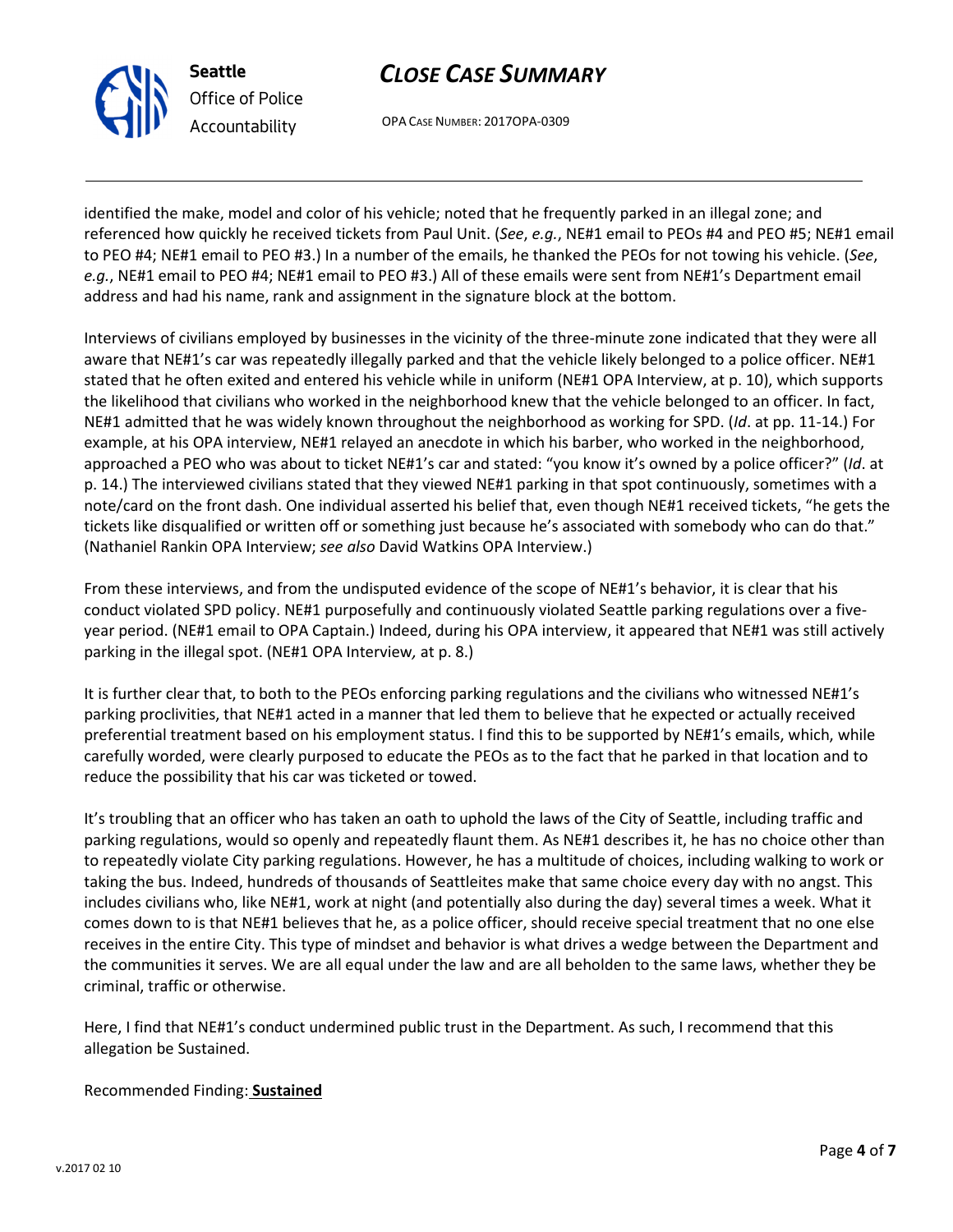identified the make, model and color of his vehicle; noted that he frequently parked in an illegal zone; and referenced how quickly he received tickets from Paul Unit. (*See*, *e.g.*, NE#1 email to PEOs #4 and PEO #5; NE#1 email to PEO #4; NE#1 email to PEO #3.) In a number of the emails, he thanked the PEOs for not towing his vehicle. (*See*, *e.g.*, NE#1 email to PEO #4; NE#1 email to PEO #3.) All of these emails were sent from NE#1's Department email address and had his name, rank and assignment in the signature block at the bottom.

Interviews of civilians employed by businesses in the vicinity of the three-minute zone indicated that they were all aware that NE#1's car was repeatedly illegally parked and that the vehicle likely belonged to a police officer. NE#1 stated that he often exited and entered his vehicle while in uniform (NE#1 OPA Interview, at p. 10), which supports the likelihood that civilians who worked in the neighborhood knew that the vehicle belonged to an officer. In fact, NE#1 admitted that he was widely known throughout the neighborhood as working for SPD. (*Id*. at pp. 11-14.) For example, at his OPA interview, NE#1 relayed an anecdote in which his barber, who worked in the neighborhood, approached a PEO who was about to ticket NE#1's car and stated: "you know it's owned by a police officer?" (*Id*. at p. 14.) The interviewed civilians stated that they viewed NE#1 parking in that spot continuously, sometimes with a note/card on the front dash. One individual asserted his belief that, even though NE#1 received tickets, "he gets the tickets like disqualified or written off or something just because he's associated with somebody who can do that." (Nathaniel Rankin OPA Interview; *see also* David Watkins OPA Interview.)

From these interviews, and from the undisputed evidence of the scope of NE#1's behavior, it is clear that his conduct violated SPD policy. NE#1 purposefully and continuously violated Seattle parking regulations over a five-year period. (NE#1 email to OPA Captain.) Indeed, during his OPA interview, it appeared that NE#1 was still actively parking in the illegal spot. (NE#1 OPA Interview*,* at p. 8.)

It is further clear that, to both to the PEOs enforcing parking regulations and the civilians who witnessed NE#1's parking proclivities, that NE#1 acted in a manner that led them to believe that he expected or actually received preferential treatment based on his employment status. I find this to be supported by NE#1's emails, which, while carefully worded, were clearly purposed to educate the PEOs as to the fact that he parked in that location and to reduce the possibility that his car was ticketed or towed.

It's troubling that an officer who has taken an oath to uphold the laws of the City of Seattle, including traffic and parking regulations, would so openly and repeatedly flaunt them. As NE#1 describes it, he has no choice other than to repeatedly violate City parking regulations. However, he has a multitude of choices, including walking to work or taking the bus. Indeed, hundreds of thousands of Seattleites make that same choice every day with no angst. This includes civilians who, like NE#1, work at night (and potentially also during the day) several times a week. What it comes down to is that NE#1 believes that he, as a police officer, should receive special treatment that no one else receives in the entire City. This type of mindset and behavior is what drives a wedge between the Department and the communities it serves. We are all equal under the law and are all beholden to the same laws, whether they be criminal, traffic or otherwise.

Here, I find that NE#1's conduct undermined public trust in the Department. As such, I recommend that this allegation be Sustained.

Recommended Finding: **Sustained**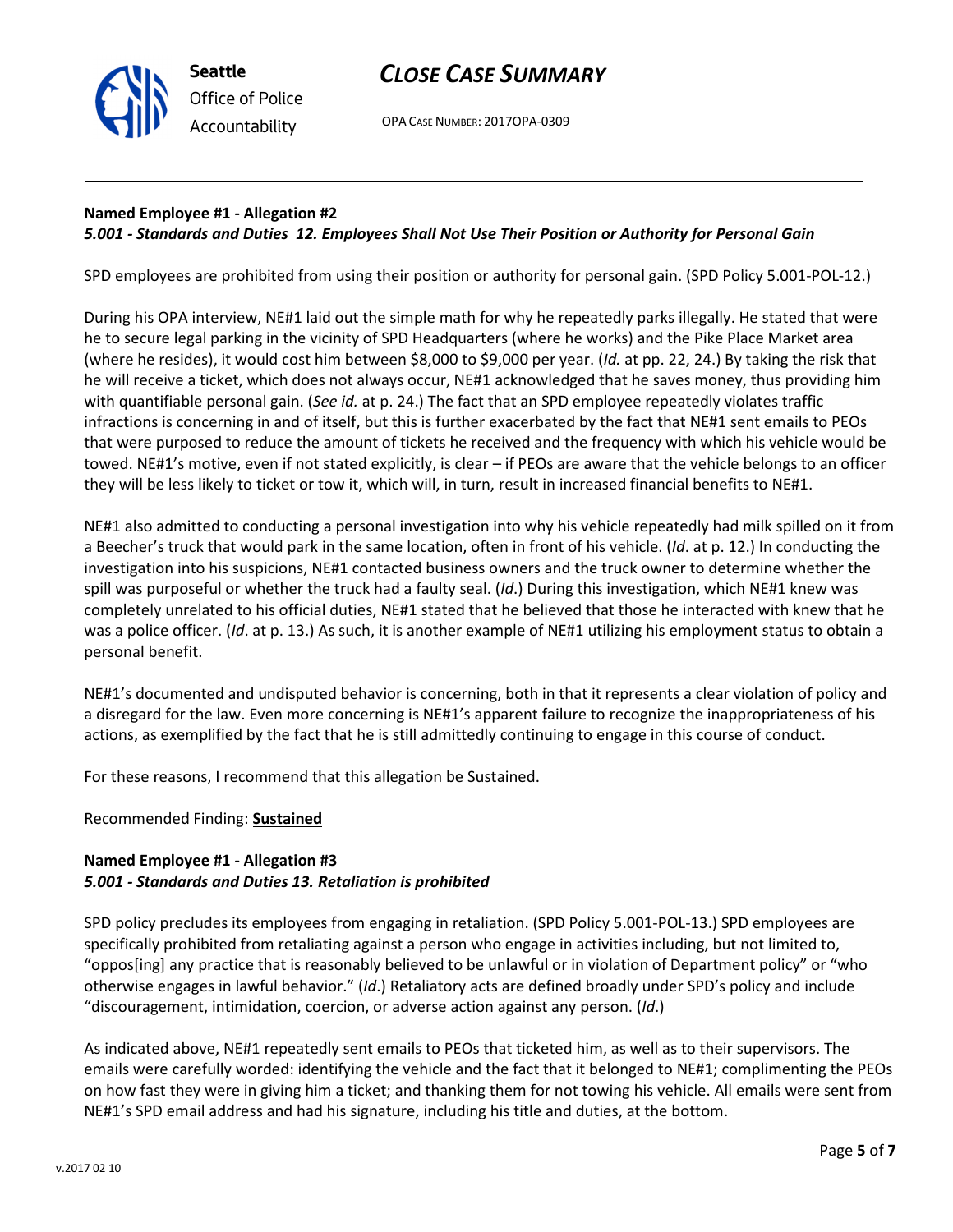**Named Employee #1 - Allegation #2**
***5.001 - Standards and Duties 12. Employees Shall Not Use Their Position or Authority for Personal Gain***

SPD employees are prohibited from using their position or authority for personal gain. (SPD Policy 5.001-POL-12.)

During his OPA interview, NE#1 laid out the simple math for why he repeatedly parks illegally. He stated that were he to secure legal parking in the vicinity of SPD Headquarters (where he works) and the Pike Place Market area (where he resides), it would cost him between $8,000 to $9,000 per year. (*Id.* at pp. 22, 24.) By taking the risk that he will receive a ticket, which does not always occur, NE#1 acknowledged that he saves money, thus providing him with quantifiable personal gain. (*See id.* at p. 24.) The fact that an SPD employee repeatedly violates traffic infractions is concerning in and of itself, but this is further exacerbated by the fact that NE#1 sent emails to PEOs that were purposed to reduce the amount of tickets he received and the frequency with which his vehicle would be towed. NE#1's motive, even if not stated explicitly, is clear – if PEOs are aware that the vehicle belongs to an officer they will be less likely to ticket or tow it, which will, in turn, result in increased financial benefits to NE#1.

NE#1 also admitted to conducting a personal investigation into why his vehicle repeatedly had milk spilled on it from a Beecher's truck that would park in the same location, often in front of his vehicle. (*Id*. at p. 12.) In conducting the investigation into his suspicions, NE#1 contacted business owners and the truck owner to determine whether the spill was purposeful or whether the truck had a faulty seal. (*Id*.) During this investigation, which NE#1 knew was completely unrelated to his official duties, NE#1 stated that he believed that those he interacted with knew that he was a police officer. (*Id*. at p. 13.) As such, it is another example of NE#1 utilizing his employment status to obtain a personal benefit.

NE#1's documented and undisputed behavior is concerning, both in that it represents a clear violation of policy and a disregard for the law. Even more concerning is NE#1's apparent failure to recognize the inappropriateness of his actions, as exemplified by the fact that he is still admittedly continuing to engage in this course of conduct.

For these reasons, I recommend that this allegation be Sustained.

Recommended Finding: **Sustained**

**Named Employee #1 - Allegation #3**
***5.001 - Standards and Duties 13. Retaliation is prohibited***

SPD policy precludes its employees from engaging in retaliation. (SPD Policy 5.001-POL-13.) SPD employees are specifically prohibited from retaliating against a person who engage in activities including, but not limited to, "oppos[ing] any practice that is reasonably believed to be unlawful or in violation of Department policy" or "who otherwise engages in lawful behavior." (*Id*.) Retaliatory acts are defined broadly under SPD's policy and include "discouragement, intimidation, coercion, or adverse action against any person. (*Id*.)

As indicated above, NE#1 repeatedly sent emails to PEOs that ticketed him, as well as to their supervisors. The emails were carefully worded: identifying the vehicle and the fact that it belonged to NE#1; complimenting the PEOs on how fast they were in giving him a ticket; and thanking them for not towing his vehicle. All emails were sent from NE#1's SPD email address and had his signature, including his title and duties, at the bottom.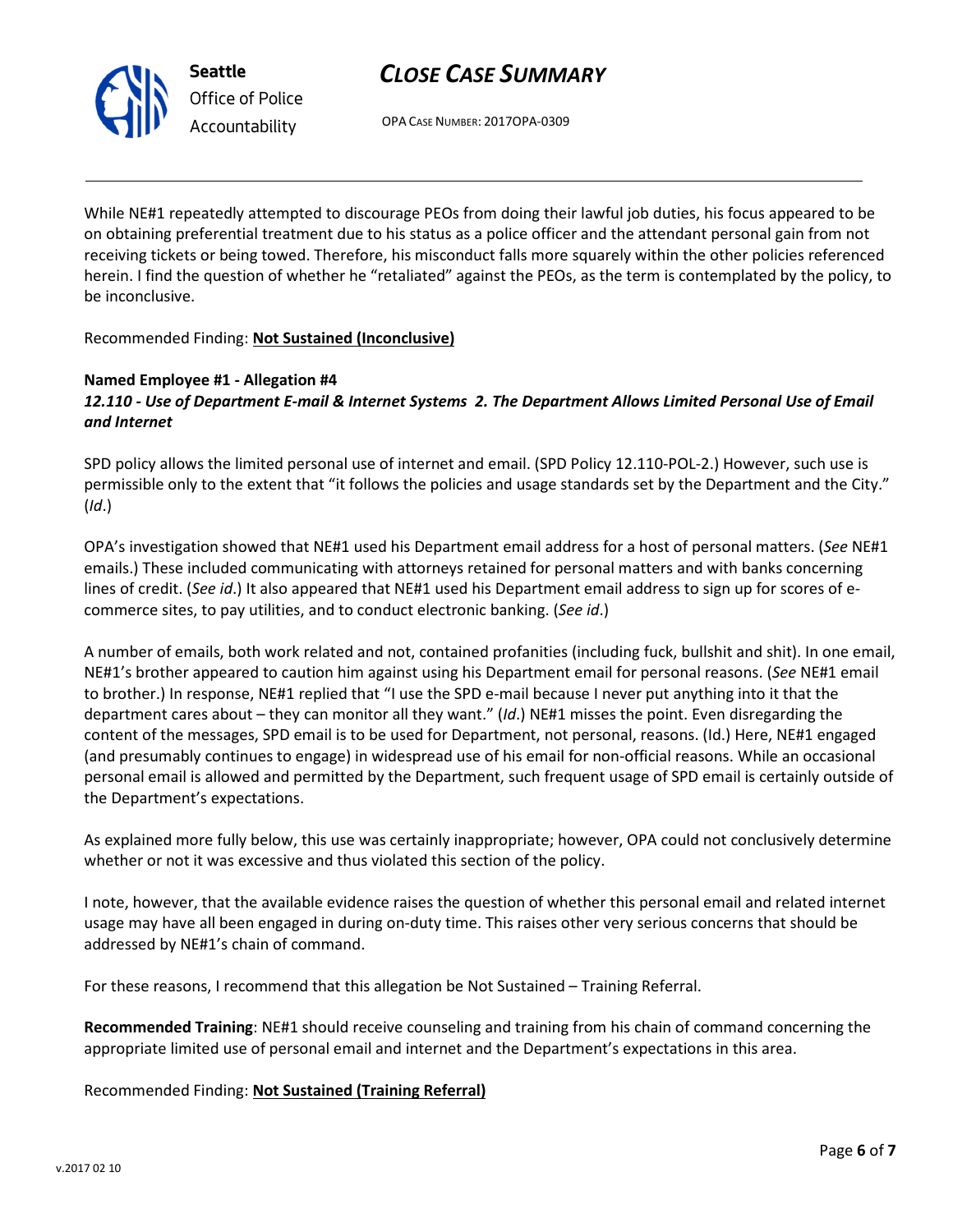While NE#1 repeatedly attempted to discourage PEOs from doing their lawful job duties, his focus appeared to be on obtaining preferential treatment due to his status as a police officer and the attendant personal gain from not receiving tickets or being towed. Therefore, his misconduct falls more squarely within the other policies referenced herein. I find the question of whether he "retaliated" against the PEOs, as the term is contemplated by the policy, to be inconclusive.

Recommended Finding: **Not Sustained (Inconclusive)**

**Named Employee #1 - Allegation #4**
***12.110 - Use of Department E-mail & Internet Systems 2. The Department Allows Limited Personal Use of Email and Internet***

SPD policy allows the limited personal use of internet and email. (SPD Policy 12.110-POL-2.) However, such use is permissible only to the extent that "it follows the policies and usage standards set by the Department and the City." (*Id*.)

OPA's investigation showed that NE#1 used his Department email address for a host of personal matters. (*See* NE#1 emails.) These included communicating with attorneys retained for personal matters and with banks concerning lines of credit. (*See id*.) It also appeared that NE#1 used his Department email address to sign up for scores of e-commerce sites, to pay utilities, and to conduct electronic banking. (*See id*.)

A number of emails, both work related and not, contained profanities (including fuck, bullshit and shit). In one email, NE#1's brother appeared to caution him against using his Department email for personal reasons. (*See* NE#1 email to brother.) In response, NE#1 replied that "I use the SPD e-mail because I never put anything into it that the department cares about – they can monitor all they want." (*Id*.) NE#1 misses the point. Even disregarding the content of the messages, SPD email is to be used for Department, not personal, reasons. (Id.) Here, NE#1 engaged (and presumably continues to engage) in widespread use of his email for non-official reasons. While an occasional personal email is allowed and permitted by the Department, such frequent usage of SPD email is certainly outside of the Department's expectations.

As explained more fully below, this use was certainly inappropriate; however, OPA could not conclusively determine whether or not it was excessive and thus violated this section of the policy.

I note, however, that the available evidence raises the question of whether this personal email and related internet usage may have all been engaged in during on-duty time. This raises other very serious concerns that should be addressed by NE#1's chain of command.

For these reasons, I recommend that this allegation be Not Sustained – Training Referral.

**Recommended Training**: NE#1 should receive counseling and training from his chain of command concerning the appropriate limited use of personal email and internet and the Department's expectations in this area.

Recommended Finding: **Not Sustained (Training Referral)**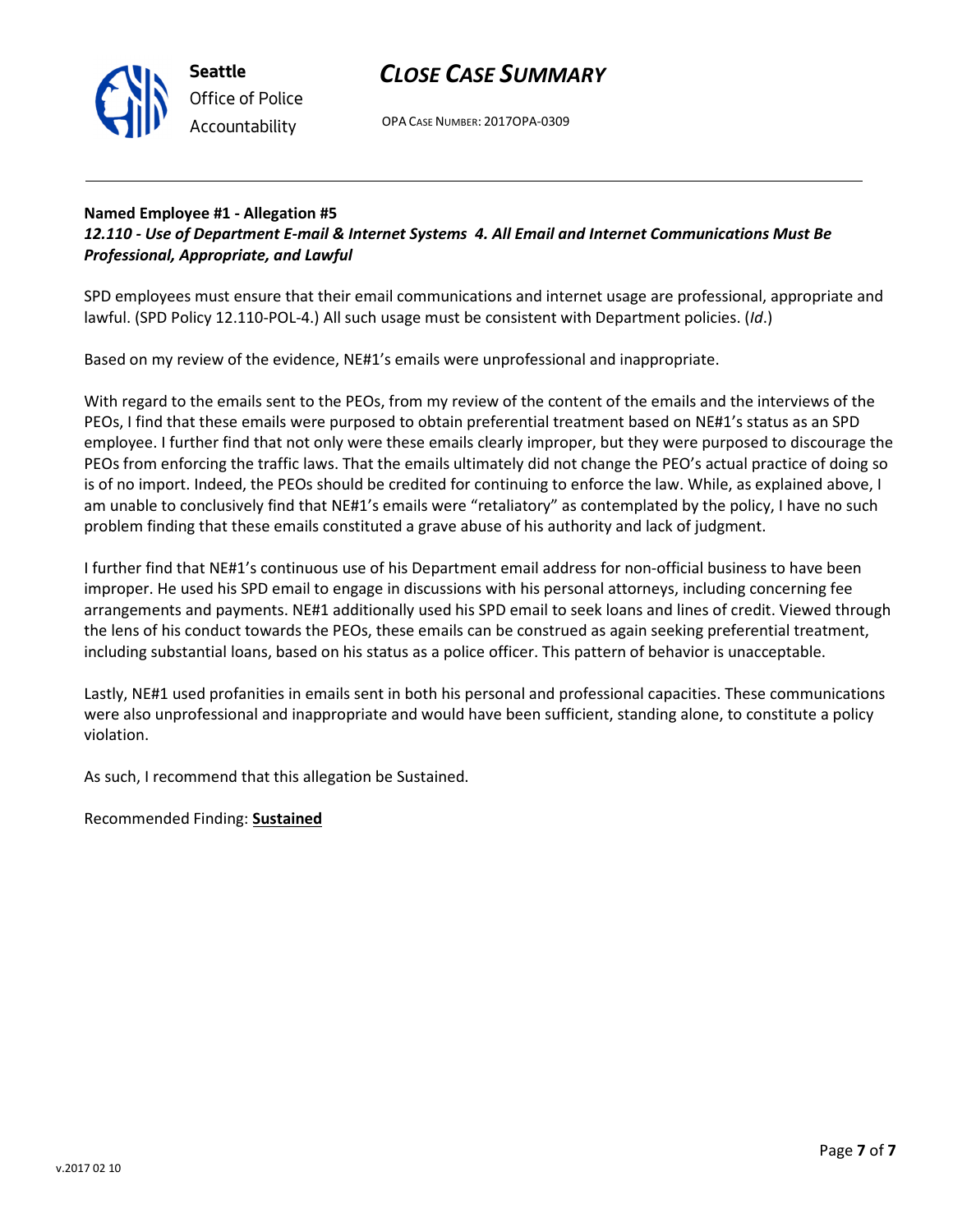**Named Employee #1 - Allegation #5**
***12.110 - Use of Department E-mail & Internet Systems 4. All Email and Internet Communications Must Be Professional, Appropriate, and Lawful***

SPD employees must ensure that their email communications and internet usage are professional, appropriate and lawful. (SPD Policy 12.110-POL-4.) All such usage must be consistent with Department policies. (*Id*.)

Based on my review of the evidence, NE#1's emails were unprofessional and inappropriate.

With regard to the emails sent to the PEOs, from my review of the content of the emails and the interviews of the PEOs, I find that these emails were purposed to obtain preferential treatment based on NE#1's status as an SPD employee. I further find that not only were these emails clearly improper, but they were purposed to discourage the PEOs from enforcing the traffic laws. That the emails ultimately did not change the PEO's actual practice of doing so is of no import. Indeed, the PEOs should be credited for continuing to enforce the law. While, as explained above, I am unable to conclusively find that NE#1's emails were "retaliatory" as contemplated by the policy, I have no such problem finding that these emails constituted a grave abuse of his authority and lack of judgment.

I further find that NE#1's continuous use of his Department email address for non-official business to have been improper. He used his SPD email to engage in discussions with his personal attorneys, including concerning fee arrangements and payments. NE#1 additionally used his SPD email to seek loans and lines of credit. Viewed through the lens of his conduct towards the PEOs, these emails can be construed as again seeking preferential treatment, including substantial loans, based on his status as a police officer. This pattern of behavior is unacceptable.

Lastly, NE#1 used profanities in emails sent in both his personal and professional capacities. These communications were also unprofessional and inappropriate and would have been sufficient, standing alone, to constitute a policy violation.

As such, I recommend that this allegation be Sustained.

Recommended Finding: **Sustained**